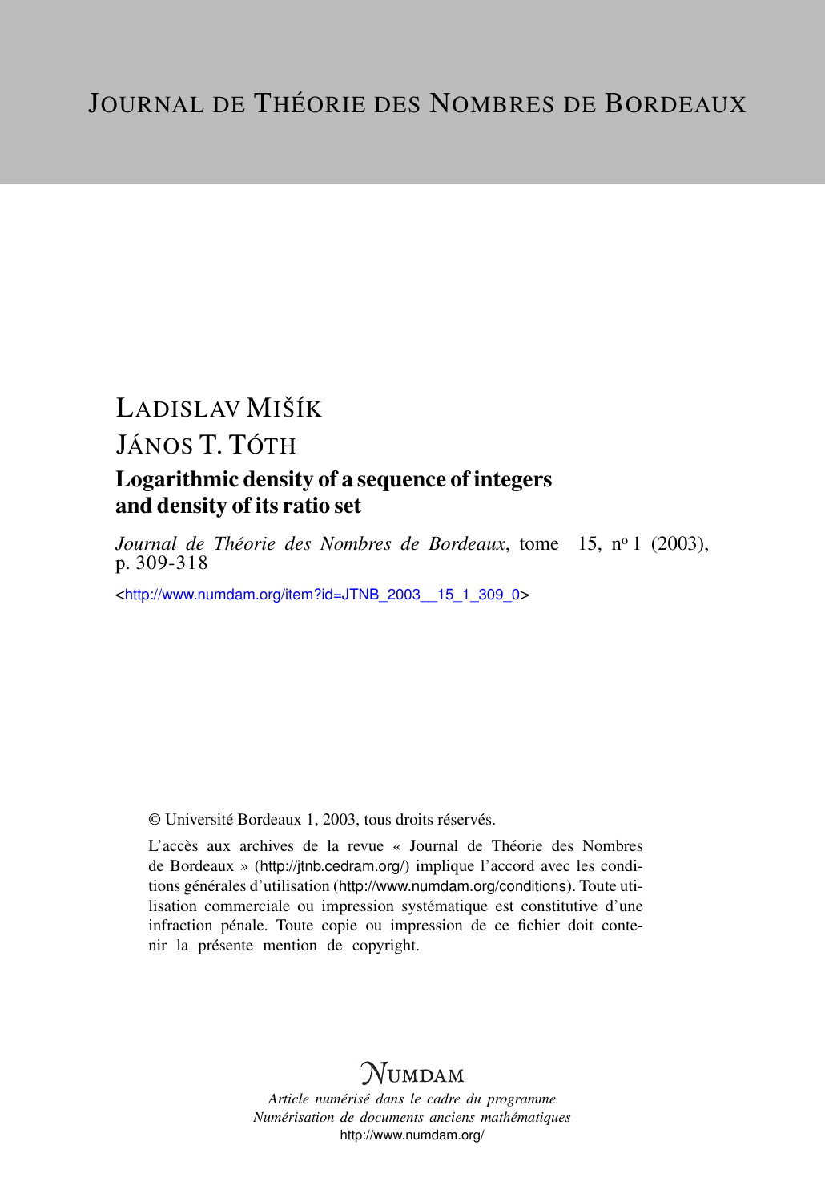# Journal de Théorie des Nombres de Bordeaux

Ladislav Mišík

János T. Tóth

## Logarithmic density of a sequence of integers and density of its ratio set

*Journal de Théorie des Nombres de Bordeaux*, tome 15, nº 1 (2003), p. 309-318

<http://www.numdam.org/item?id=JTNB_2003__15_1_309_0>

© Université Bordeaux 1, 2003, tous droits réservés.

L'accès aux archives de la revue « Journal de Théorie des Nombres de Bordeaux » (http://jtnb.cedram.org/) implique l'accord avec les conditions générales d'utilisation (http://www.numdam.org/conditions). Toute utilisation commerciale ou impression systématique est constitutive d'une infraction pénale. Toute copie ou impression de ce fichier doit contenir la présente mention de copyright.

Numdam

*Article numérisé dans le cadre du programme*
*Numérisation de documents anciens mathématiques*
http://www.numdam.org/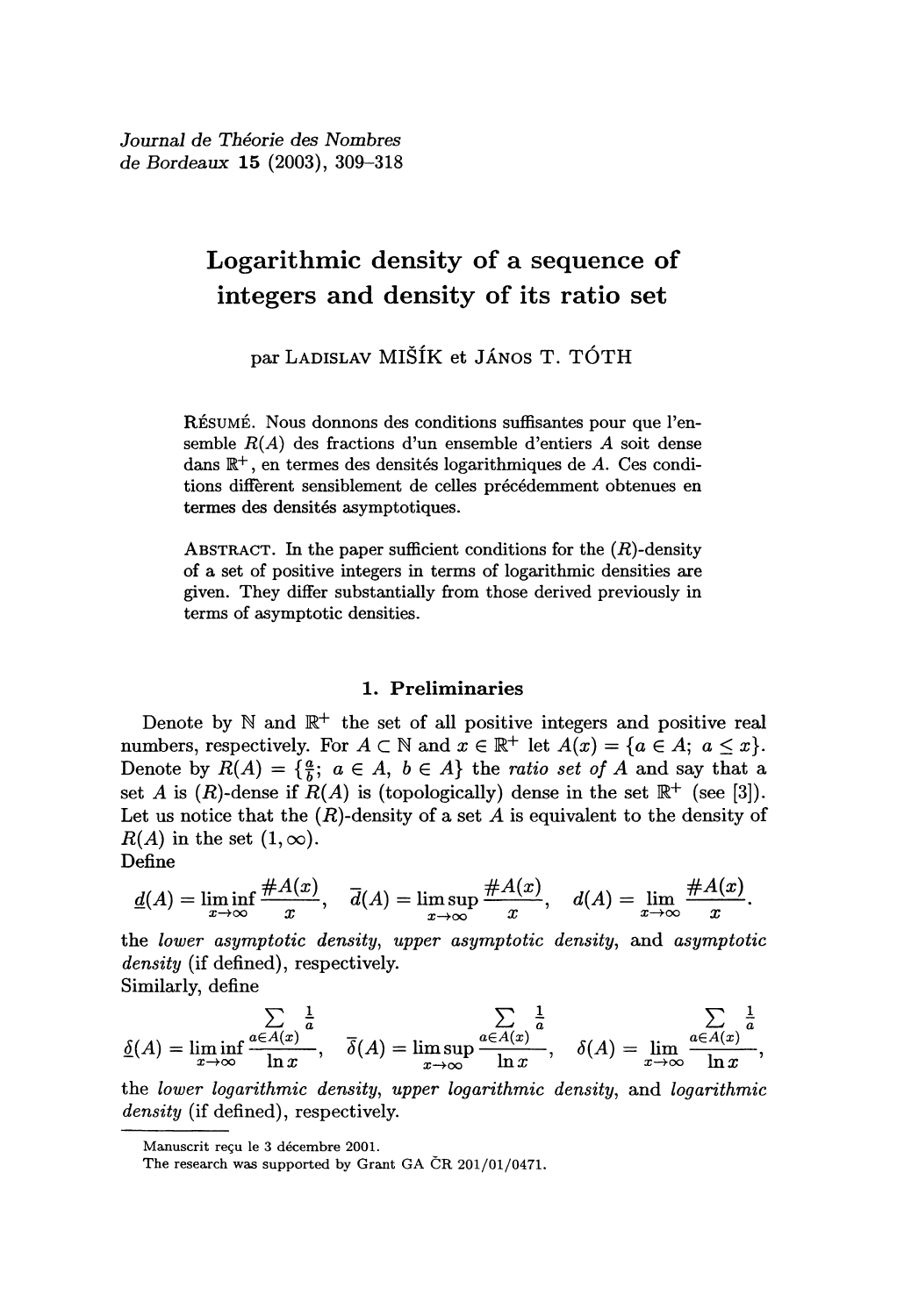*Journal de Théorie des Nombres de Bordeaux* **15** (2003), 309–318

# Logarithmic density of a sequence of integers and density of its ratio set

par Ladislav Mišík et János T. Tóth

Résumé. Nous donnons des conditions suffisantes pour que l'ensemble $R(A)$ des fractions d'un ensemble d'entiers $A$ soit dense dans $\mathbb{R}^+$, en termes des densités logarithmiques de $A$. Ces conditions diffèrent sensiblement de celles précédemment obtenues en termes des densités asymptotiques.

Abstract. In the paper sufficient conditions for the $(R)$-density of a set of positive integers in terms of logarithmic densities are given. They differ substantially from those derived previously in terms of asymptotic densities.

## 1. Preliminaries

Denote by $\mathbb{N}$ and $\mathbb{R}^+$ the set of all positive integers and positive real numbers, respectively. For $A \subset \mathbb{N}$ and $x \in \mathbb{R}^+$ let $A(x) = \{a \in A;\ a \le x\}$. Denote by $R(A) = \{\frac{a}{b};\ a \in A,\ b \in A\}$ the *ratio set of* $A$ and say that a set $A$ is $(R)$-dense if $R(A)$ is (topologically) dense in the set $\mathbb{R}^+$ (see [3]). Let us notice that the $(R)$-density of a set $A$ is equivalent to the density of $R(A)$ in the set $(1, \infty)$.

Define

$$\underline{d}(A) = \liminf_{x \to \infty} \frac{\#A(x)}{x}, \quad \overline{d}(A) = \limsup_{x \to \infty} \frac{\#A(x)}{x}, \quad d(A) = \lim_{x \to \infty} \frac{\#A(x)}{x}.$$

the *lower asymptotic density*, *upper asymptotic density*, and *asymptotic density* (if defined), respectively.

Similarly, define

$$\underline{\delta}(A) = \liminf_{x \to \infty} \frac{\sum_{a \in A(x)} \frac{1}{a}}{\ln x}, \quad \overline{\delta}(A) = \limsup_{x \to \infty} \frac{\sum_{a \in A(x)} \frac{1}{a}}{\ln x}, \quad \delta(A) = \lim_{x \to \infty} \frac{\sum_{a \in A(x)} \frac{1}{a}}{\ln x},$$

the *lower logarithmic density*, *upper logarithmic density*, and *logarithmic density* (if defined), respectively.

---

Manuscrit reçu le 3 décembre 2001.

The research was supported by Grant GA ČR 201/01/0471.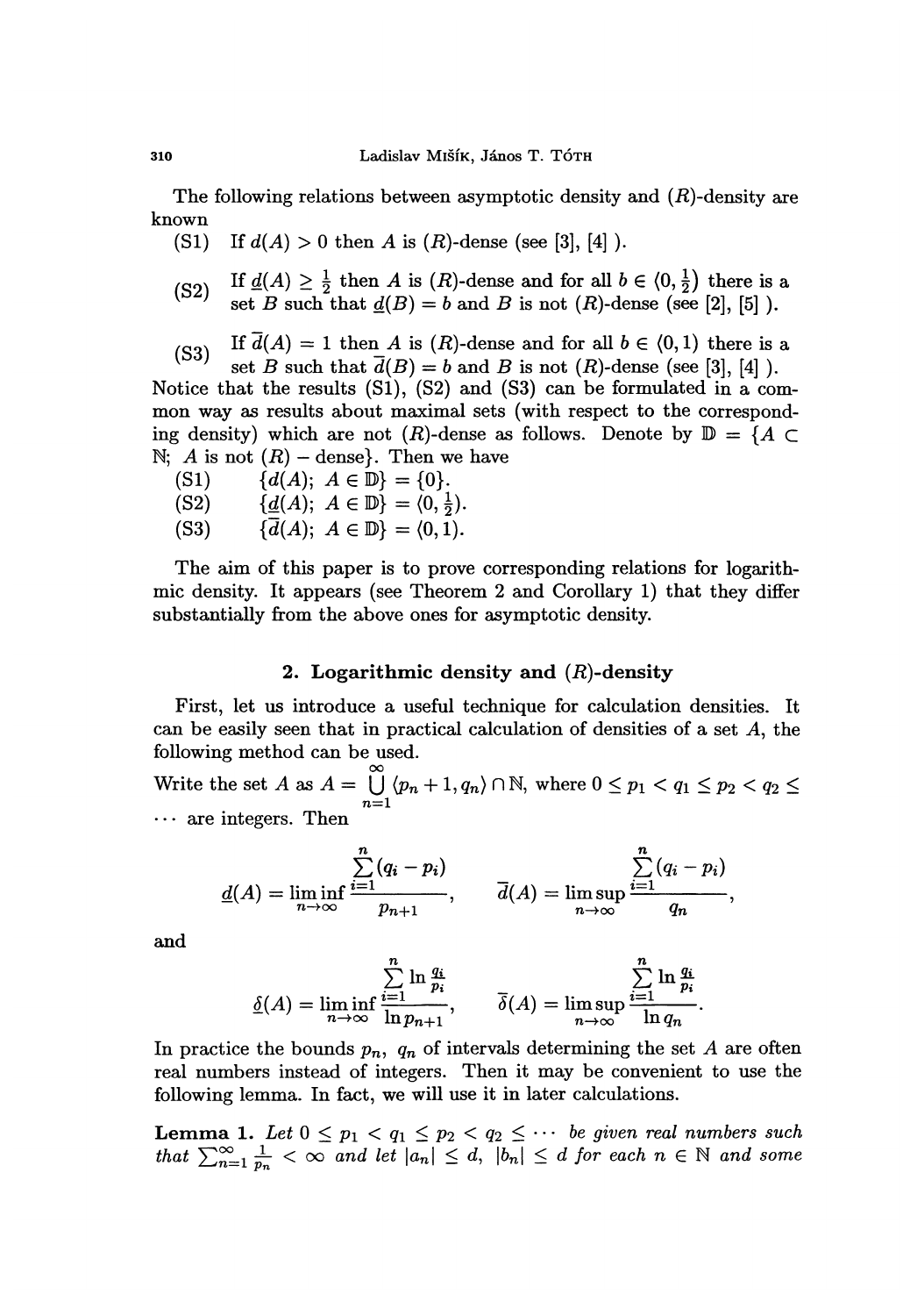The following relations between asymptotic density and $(R)$-density are known

(S1) If $d(A) > 0$ then $A$ is $(R)$-dense (see [3], [4] ).

(S2) If $\underline{d}(A) \geq \frac{1}{2}$ then $A$ is $(R)$-dense and for all $b \in \langle 0, \frac{1}{2})$ there is a set $B$ such that $\underline{d}(B) = b$ and $B$ is not $(R)$-dense (see [2], [5] ).

(S3) If $\overline{d}(A) = 1$ then $A$ is $(R)$-dense and for all $b \in \langle 0, 1)$ there is a set $B$ such that $\overline{d}(B) = b$ and $B$ is not $(R)$-dense (see [3], [4] ).

Notice that the results (S1), (S2) and (S3) can be formulated in a common way as results about maximal sets (with respect to the corresponding density) which are not $(R)$-dense as follows. Denote by $\mathbb{D} = \{A \subset \mathbb{N};\ A \text{ is not } (R) - \text{dense}\}$. Then we have

(S1) $\{d(A);\ A \in \mathbb{D}\} = \{0\}$.

(S2) $\{\underline{d}(A);\ A \in \mathbb{D}\} = \langle 0, \frac{1}{2})$.

(S3) $\{\overline{d}(A);\ A \in \mathbb{D}\} = \langle 0, 1)$.

The aim of this paper is to prove corresponding relations for logarithmic density. It appears (see Theorem 2 and Corollary 1) that they differ substantially from the above ones for asymptotic density.

## 2. Logarithmic density and $(R)$-density

First, let us introduce a useful technique for calculation densities. It can be easily seen that in practical calculation of densities of a set $A$, the following method can be used.

Write the set $A$ as $A = \bigcup_{n=1}^{\infty} \langle p_n + 1, q_n \rangle \cap \mathbb{N}$, where $0 \leq p_1 < q_1 \leq p_2 < q_2 \leq \cdots$ are integers. Then

$$\underline{d}(A) = \liminf_{n \to \infty} \frac{\sum_{i=1}^{n} (q_i - p_i)}{p_{n+1}}, \qquad \overline{d}(A) = \limsup_{n \to \infty} \frac{\sum_{i=1}^{n} (q_i - p_i)}{q_n},$$

and

$$\underline{\delta}(A) = \liminf_{n \to \infty} \frac{\sum_{i=1}^{n} \ln \frac{q_i}{p_i}}{\ln p_{n+1}}, \qquad \overline{\delta}(A) = \limsup_{n \to \infty} \frac{\sum_{i=1}^{n} \ln \frac{q_i}{p_i}}{\ln q_n}.$$

In practice the bounds $p_n$, $q_n$ of intervals determining the set $A$ are often real numbers instead of integers. Then it may be convenient to use the following lemma. In fact, we will use it in later calculations.

**Lemma 1.** *Let $0 \leq p_1 < q_1 \leq p_2 < q_2 \leq \cdots$ be given real numbers such that $\sum_{n=1}^{\infty} \frac{1}{p_n} < \infty$ and let $|a_n| \leq d$, $|b_n| \leq d$ for each $n \in \mathbb{N}$ and some*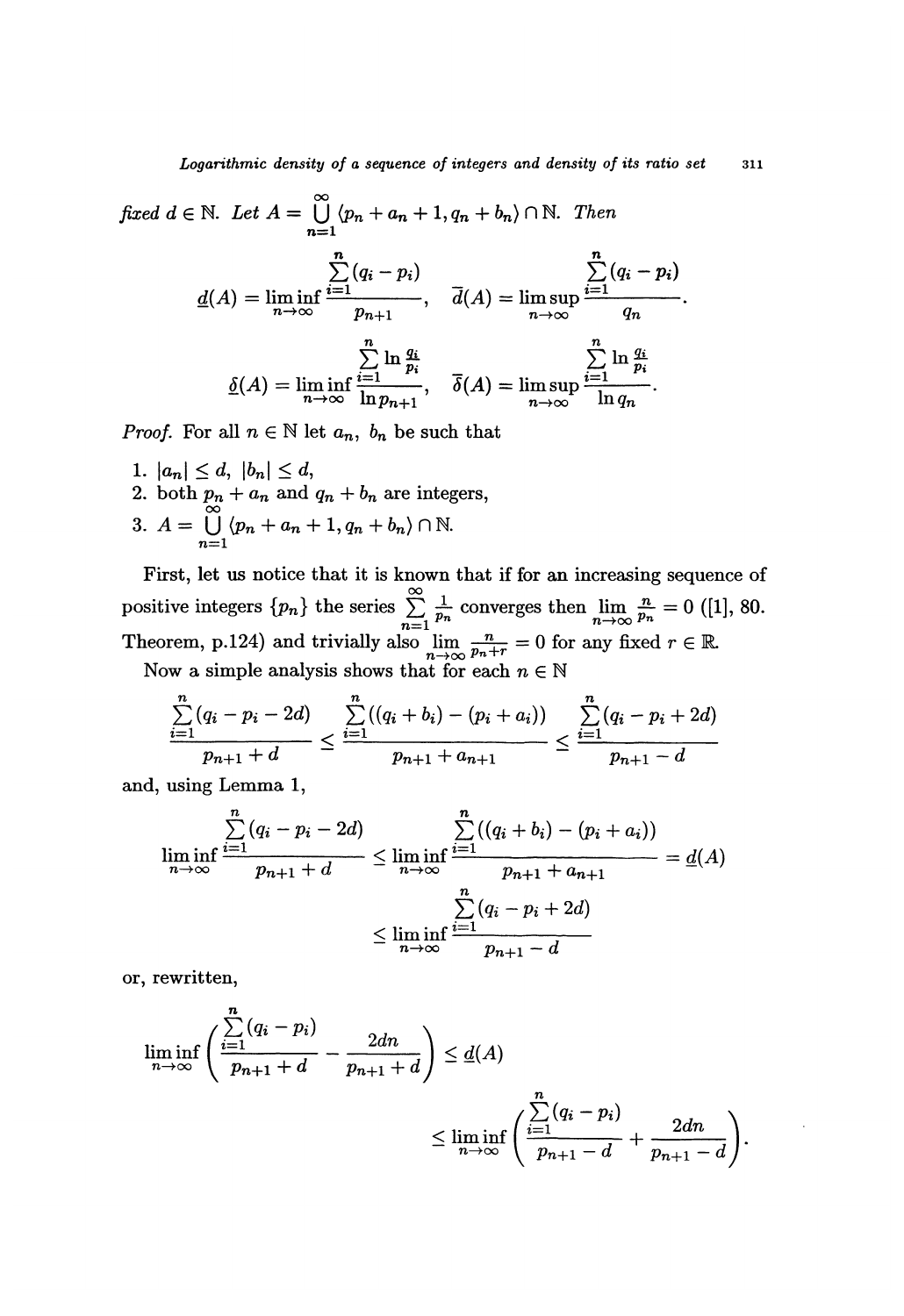*fixed* $d \in \mathbb{N}$. *Let* $A = \bigcup_{n=1}^{\infty} \langle p_n + a_n + 1, q_n + b_n) \cap \mathbb{N}$. *Then*

$$\underline{d}(A) = \liminf_{n\to\infty} \frac{\sum_{i=1}^{n}(q_i - p_i)}{p_{n+1}}, \quad \overline{d}(A) = \limsup_{n\to\infty} \frac{\sum_{i=1}^{n}(q_i - p_i)}{q_n}.$$

$$\underline{\delta}(A) = \liminf_{n\to\infty} \frac{\sum_{i=1}^{n} \ln \frac{q_i}{p_i}}{\ln p_{n+1}}, \quad \overline{\delta}(A) = \limsup_{n\to\infty} \frac{\sum_{i=1}^{n} \ln \frac{q_i}{p_i}}{\ln q_n}.$$

*Proof.* For all $n \in \mathbb{N}$ let $a_n$, $b_n$ be such that

1. $|a_n| \le d$, $|b_n| \le d$,
2. both $p_n + a_n$ and $q_n + b_n$ are integers,
3. $A = \bigcup_{n=1}^{\infty} \langle p_n + a_n + 1, q_n + b_n) \cap \mathbb{N}$.

First, let us notice that it is known that if for an increasing sequence of positive integers $\{p_n\}$ the series $\sum_{n=1}^{\infty} \frac{1}{p_n}$ converges then $\lim_{n\to\infty} \frac{n}{p_n} = 0$ ([1], 80. Theorem, p.124) and trivially also $\lim_{n\to\infty} \frac{n}{p_n + r} = 0$ for any fixed $r \in \mathbb{R}$.

Now a simple analysis shows that for each $n \in \mathbb{N}$

$$\frac{\sum_{i=1}^{n}(q_i - p_i - 2d)}{p_{n+1} + d} \le \frac{\sum_{i=1}^{n}((q_i + b_i) - (p_i + a_i))}{p_{n+1} + a_{n+1}} \le \frac{\sum_{i=1}^{n}(q_i - p_i + 2d)}{p_{n+1} - d}$$

and, using Lemma 1,

$$\liminf_{n\to\infty} \frac{\sum_{i=1}^{n}(q_i - p_i - 2d)}{p_{n+1} + d} \le \liminf_{n\to\infty} \frac{\sum_{i=1}^{n}((q_i + b_i) - (p_i + a_i))}{p_{n+1} + a_{n+1}} = \underline{d}(A)$$

$$\le \liminf_{n\to\infty} \frac{\sum_{i=1}^{n}(q_i - p_i + 2d)}{p_{n+1} - d}$$

or, rewritten,

$$\liminf_{n\to\infty} \left( \frac{\sum_{i=1}^{n}(q_i - p_i)}{p_{n+1} + d} - \frac{2dn}{p_{n+1} + d} \right) \le \underline{d}(A)$$

$$\le \liminf_{n\to\infty} \left( \frac{\sum_{i=1}^{n}(q_i - p_i)}{p_{n+1} - d} + \frac{2dn}{p_{n+1} - d} \right).$$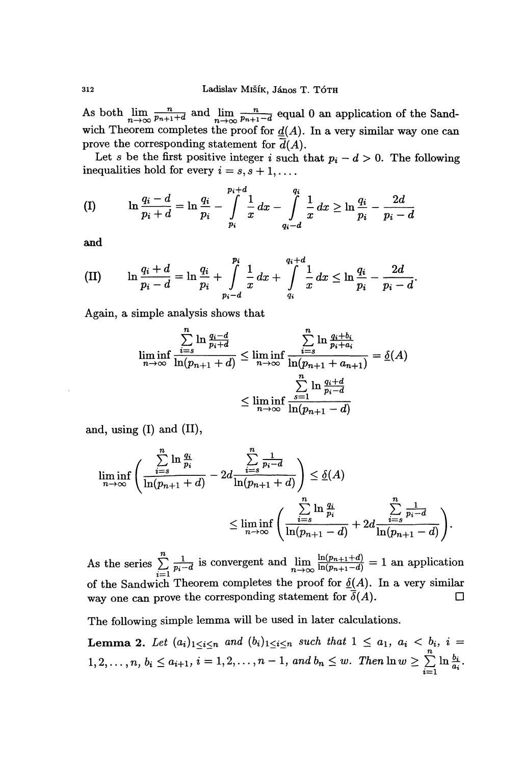As both $\lim\limits_{n\to\infty} \frac{n}{p_{n+1}+d}$ and $\lim\limits_{n\to\infty} \frac{n}{p_{n+1}-d}$ equal 0 an application of the Sandwich Theorem completes the proof for $\underline{d}(A)$. In a very similar way one can prove the corresponding statement for $\overline{d}(A)$.

Let $s$ be the first positive integer $i$ such that $p_i - d > 0$. The following inequalities hold for every $i = s, s+1, \dots$.

$$\text{(I)} \qquad \ln\frac{q_i - d}{p_i + d} = \ln\frac{q_i}{p_i} - \int\limits_{p_i}^{p_i+d} \frac{1}{x}\,dx - \int\limits_{q_i-d}^{q_i} \frac{1}{x}\,dx \geq \ln\frac{q_i}{p_i} - \frac{2d}{p_i - d}$$

and

$$\text{(II)} \qquad \ln\frac{q_i + d}{p_i - d} = \ln\frac{q_i}{p_i} + \int\limits_{p_i-d}^{p_i} \frac{1}{x}\,dx + \int\limits_{q_i}^{q_i+d} \frac{1}{x}\,dx \leq \ln\frac{q_i}{p_i} - \frac{2d}{p_i - d}.$$

Again, a simple analysis shows that

$$\begin{aligned}
\liminf_{n\to\infty} \frac{\sum\limits_{i=s}^{n} \ln\frac{q_i-d}{p_i+d}}{\ln(p_{n+1}+d)} &\leq \liminf_{n\to\infty} \frac{\sum\limits_{i=s}^{n} \ln\frac{q_i+b_i}{p_i+a_i}}{\ln(p_{n+1}+a_{n+1})} = \underline{\delta}(A) \\
&\leq \liminf_{n\to\infty} \frac{\sum\limits_{s=1}^{n} \ln\frac{q_i+d}{p_i-d}}{\ln(p_{n+1}-d)}
\end{aligned}$$

and, using (I) and (II),

$$\begin{aligned}
\liminf_{n\to\infty} \left( \frac{\sum\limits_{i=s}^{n} \ln\frac{q_i}{p_i}}{\ln(p_{n+1}+d)} - 2d\frac{\sum\limits_{i=s}^{n} \frac{1}{p_i-d}}{\ln(p_{n+1}+d)} \right) &\leq \underline{\delta}(A) \\
&\leq \liminf_{n\to\infty} \left( \frac{\sum\limits_{i=s}^{n} \ln\frac{q_i}{p_i}}{\ln(p_{n+1}-d)} + 2d\frac{\sum\limits_{i=s}^{n} \frac{1}{p_i-d}}{\ln(p_{n+1}-d)} \right).
\end{aligned}$$

As the series $\sum\limits_{i=1}^{n} \frac{1}{p_i-d}$ is convergent and $\lim\limits_{n\to\infty} \frac{\ln(p_{n+1}+d)}{\ln(p_{n+1}-d)} = 1$ an application of the Sandwich Theorem completes the proof for $\underline{\delta}(A)$. In a very similar way one can prove the corresponding statement for $\overline{\delta}(A)$. □

The following simple lemma will be used in later calculations.

**Lemma 2.** *Let $(a_i)_{1\leq i\leq n}$ and $(b_i)_{1\leq i\leq n}$ such that $1 \leq a_1$, $a_i < b_i$, $i = 1, 2, \dots, n$, $b_i \leq a_{i+1}$, $i = 1, 2, \dots, n-1$, and $b_n \leq w$. Then $\ln w \geq \sum\limits_{i=1}^{n} \ln\frac{b_i}{a_i}$.*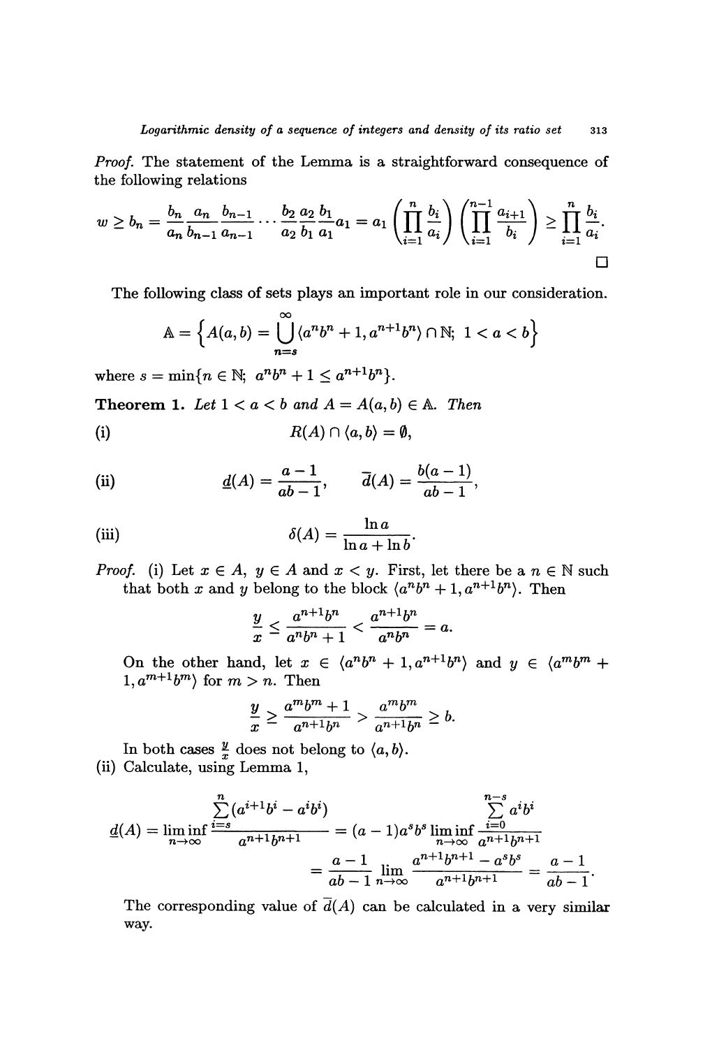*Proof.* The statement of the Lemma is a straightforward consequence of the following relations

$$w \geq b_n = \frac{b_n}{a_n}\frac{a_n}{b_{n-1}}\frac{b_{n-1}}{a_{n-1}}\cdots\frac{b_2}{a_2}\frac{a_2}{b_1}\frac{b_1}{a_1}a_1 = a_1\left(\prod_{i=1}^{n}\frac{b_i}{a_i}\right)\left(\prod_{i=1}^{n-1}\frac{a_{i+1}}{b_i}\right) \geq \prod_{i=1}^{n}\frac{b_i}{a_i}.$$

□

The following class of sets plays an important role in our consideration.

$$\mathbb{A} = \left\{A(a,b) = \bigcup_{n=s}^{\infty}\langle a^n b^n + 1, a^{n+1}b^n\rangle \cap \mathbb{N};\ 1 < a < b\right\}$$

where $s = \min\{n \in \mathbb{N};\ a^n b^n + 1 \leq a^{n+1}b^n\}$.

**Theorem 1.** *Let $1 < a < b$ and $A = A(a,b) \in \mathbb{A}$. Then*

(i)
$$R(A) \cap \langle a, b\rangle = \emptyset,$$

(ii)
$$\underline{d}(A) = \frac{a-1}{ab-1}, \qquad \overline{d}(A) = \frac{b(a-1)}{ab-1},$$

(iii)
$$\delta(A) = \frac{\ln a}{\ln a + \ln b}.$$

*Proof.* (i) Let $x \in A$, $y \in A$ and $x < y$. First, let there be a $n \in \mathbb{N}$ such that both $x$ and $y$ belong to the block $\langle a^n b^n + 1, a^{n+1}b^n\rangle$. Then

$$\frac{y}{x} \leq \frac{a^{n+1}b^n}{a^n b^n + 1} < \frac{a^{n+1}b^n}{a^n b^n} = a.$$

On the other hand, let $x \in \langle a^n b^n + 1, a^{n+1}b^n\rangle$ and $y \in \langle a^m b^m + 1, a^{m+1}b^m\rangle$ for $m > n$. Then

$$\frac{y}{x} \geq \frac{a^m b^m + 1}{a^{n+1}b^n} > \frac{a^m b^m}{a^{n+1}b^n} \geq b.$$

In both cases $\frac{y}{x}$ does not belong to $\langle a, b\rangle$.

(ii) Calculate, using Lemma 1,

$$\underline{d}(A) = \liminf_{n\to\infty}\frac{\sum_{i=s}^{n}(a^{i+1}b^i - a^i b^i)}{a^{n+1}b^{n+1}} = (a-1)a^s b^s \liminf_{n\to\infty}\frac{\sum_{i=0}^{n-s}a^i b^i}{a^{n+1}b^{n+1}}$$

$$= \frac{a-1}{ab-1}\lim_{n\to\infty}\frac{a^{n+1}b^{n+1} - a^s b^s}{a^{n+1}b^{n+1}} = \frac{a-1}{ab-1}.$$

The corresponding value of $\overline{d}(A)$ can be calculated in a very similar way.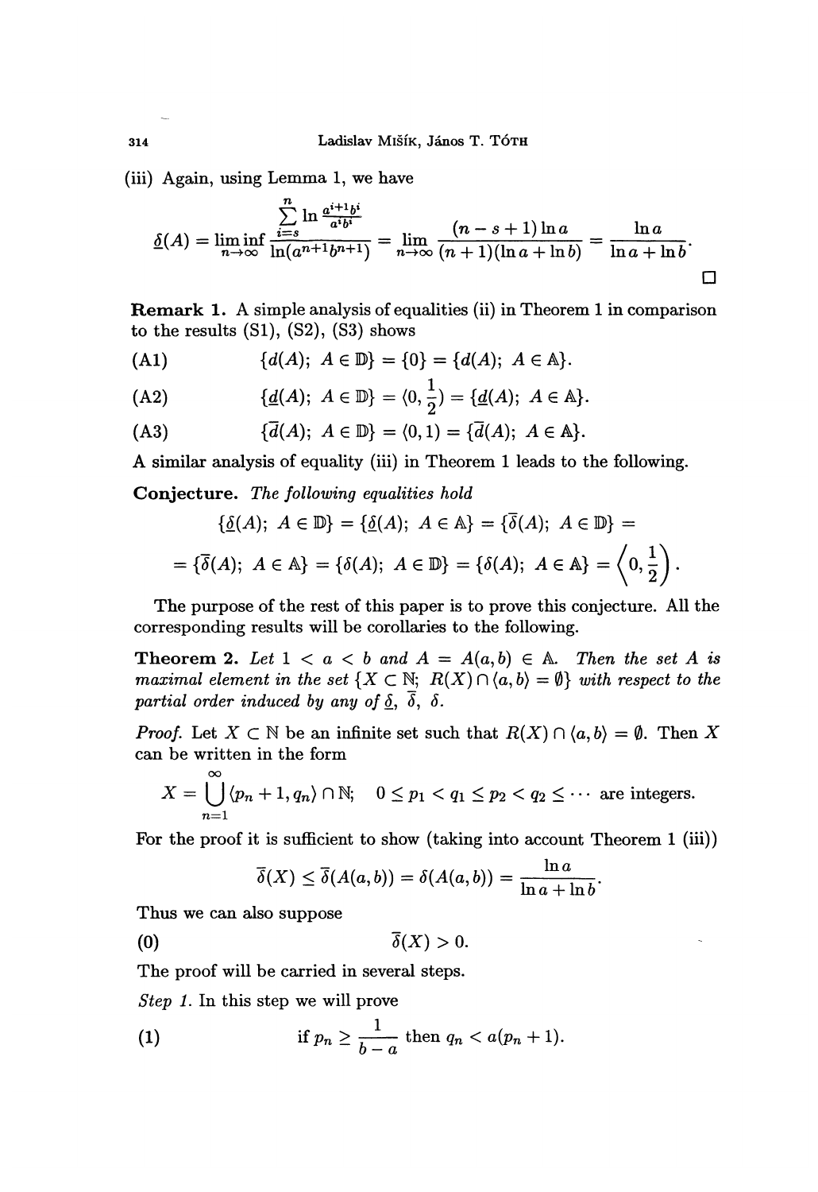(iii) Again, using Lemma 1, we have

$$\underline{\delta}(A) = \liminf_{n\to\infty} \frac{\sum_{i=s}^{n} \ln \frac{a^{i+1}b^i}{a^i b^i}}{\ln(a^{n+1}b^{n+1})} = \lim_{n\to\infty} \frac{(n-s+1)\ln a}{(n+1)(\ln a + \ln b)} = \frac{\ln a}{\ln a + \ln b}.$$

□

**Remark 1.** A simple analysis of equalities (ii) in Theorem 1 in comparison to the results (S1), (S2), (S3) shows

(A1) $$\{d(A);\ A \in \mathbb{D}\} = \{0\} = \{d(A);\ A \in \mathbb{A}\}.$$

(A2) $$\{\underline{d}(A);\ A \in \mathbb{D}\} = \langle 0, \tfrac{1}{2}) = \{\underline{d}(A);\ A \in \mathbb{A}\}.$$

(A3) $$\{\overline{d}(A);\ A \in \mathbb{D}\} = \langle 0, 1) = \{\overline{d}(A);\ A \in \mathbb{A}\}.$$

A similar analysis of equality (iii) in Theorem 1 leads to the following.

**Conjecture.** *The following equalities hold*

$$\{\underline{\delta}(A);\ A \in \mathbb{D}\} = \{\underline{\delta}(A);\ A \in \mathbb{A}\} = \{\overline{\delta}(A);\ A \in \mathbb{D}\} =$$
$$= \{\overline{\delta}(A);\ A \in \mathbb{A}\} = \{\delta(A);\ A \in \mathbb{D}\} = \{\delta(A);\ A \in \mathbb{A}\} = \left\langle 0, \frac{1}{2}\right).$$

The purpose of the rest of this paper is to prove this conjecture. All the corresponding results will be corollaries to the following.

**Theorem 2.** *Let $1 < a < b$ and $A = A(a,b) \in \mathbb{A}$. Then the set $A$ is maximal element in the set $\{X \subset \mathbb{N};\ R(X) \cap \langle a, b\rangle = \emptyset\}$ with respect to the partial order induced by any of $\underline{\delta}$, $\overline{\delta}$, $\delta$.*

*Proof.* Let $X \subset \mathbb{N}$ be an infinite set such that $R(X) \cap \langle a, b\rangle = \emptyset$. Then $X$ can be written in the form

$$X = \bigcup_{n=1}^{\infty} \langle p_n + 1, q_n\rangle \cap \mathbb{N}; \quad 0 \le p_1 < q_1 \le p_2 < q_2 \le \cdots \text{ are integers.}$$

For the proof it is sufficient to show (taking into account Theorem 1 (iii))

$$\overline{\delta}(X) \le \overline{\delta}(A(a,b)) = \delta(A(a,b)) = \frac{\ln a}{\ln a + \ln b}.$$

Thus we can also suppose

(0) $$\overline{\delta}(X) > 0.$$

The proof will be carried in several steps.

*Step 1.* In this step we will prove

(1) $$\text{if } p_n \ge \frac{1}{b-a} \text{ then } q_n < a(p_n + 1).$$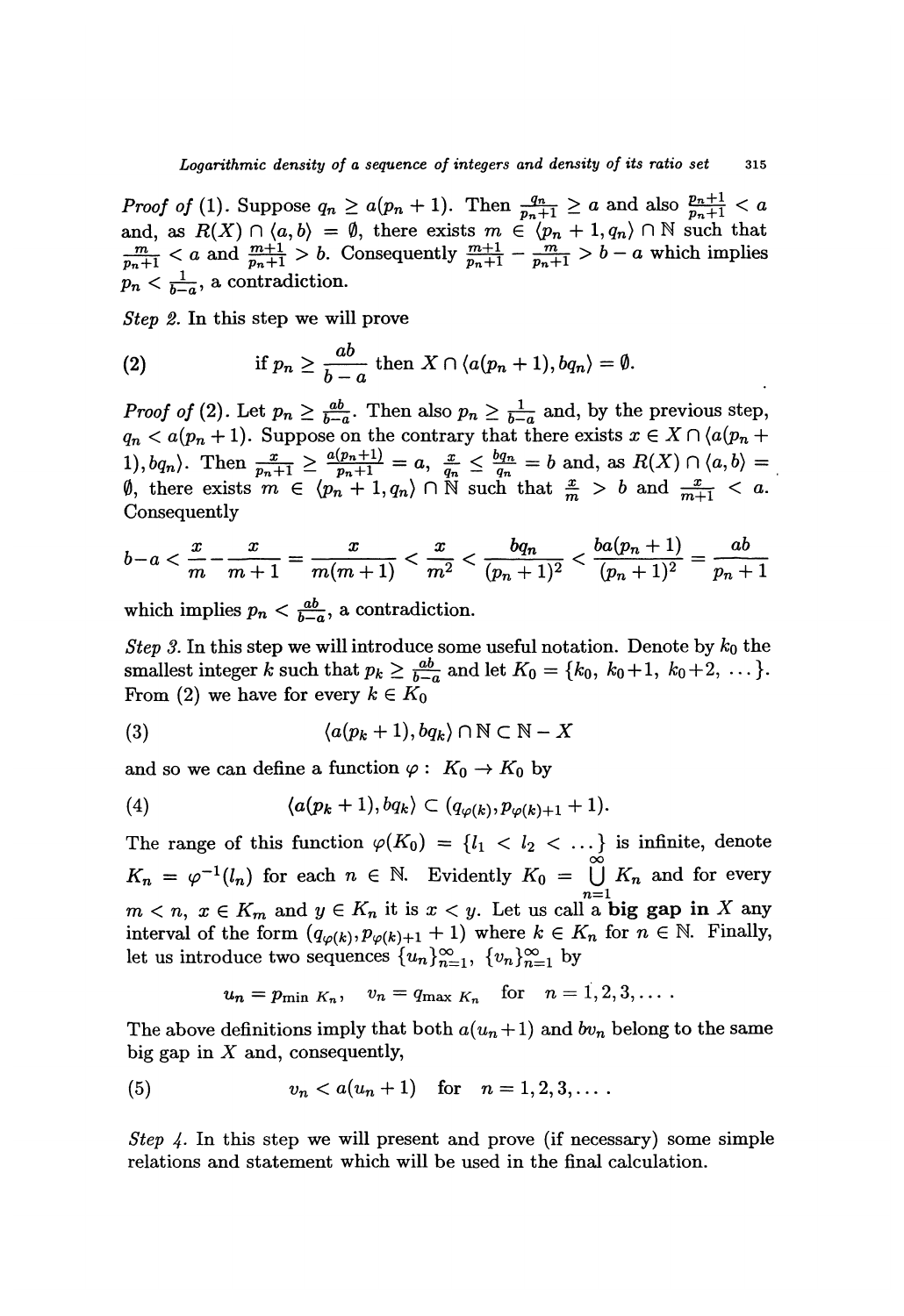*Proof of* (1). Suppose $q_n \geq a(p_n + 1)$. Then $\frac{q_n}{p_n+1} \geq a$ and also $\frac{p_n+1}{p_n+1} < a$ and, as $R(X) \cap \langle a, b) = \emptyset$, there exists $m \in \langle p_n + 1, q_n) \cap \mathbb{N}$ such that $\frac{m}{p_n+1} < a$ and $\frac{m+1}{p_n+1} > b$. Consequently $\frac{m+1}{p_n+1} - \frac{m}{p_n+1} > b - a$ which implies $p_n < \frac{1}{b-a}$, a contradiction.

*Step 2.* In this step we will prove

$$\text{if } p_n \geq \frac{ab}{b-a} \text{ then } X \cap \langle a(p_n + 1), bq_n) = \emptyset. \tag{2}$$

*Proof of* (2). Let $p_n \geq \frac{ab}{b-a}$. Then also $p_n \geq \frac{1}{b-a}$ and, by the previous step, $q_n < a(p_n + 1)$. Suppose on the contrary that there exists $x \in X \cap \langle a(p_n + 1), bq_n)$. Then $\frac{x}{p_n+1} \geq \frac{a(p_n+1)}{p_n+1} = a$, $\frac{x}{q_n} \leq \frac{bq_n}{q_n} = b$ and, as $R(X) \cap \langle a, b) = \emptyset$, there exists $m \in \langle p_n + 1, q_n) \cap \mathbb{N}$ such that $\frac{x}{m} > b$ and $\frac{x}{m+1} < a$. Consequently

$$b - a < \frac{x}{m} - \frac{x}{m+1} = \frac{x}{m(m+1)} < \frac{x}{m^2} < \frac{bq_n}{(p_n+1)^2} < \frac{ba(p_n+1)}{(p_n+1)^2} = \frac{ab}{p_n+1}$$

which implies $p_n < \frac{ab}{b-a}$, a contradiction.

*Step 3.* In this step we will introduce some useful notation. Denote by $k_0$ the smallest integer $k$ such that $p_k \geq \frac{ab}{b-a}$ and let $K_0 = \{k_0, k_0+1, k_0+2, \dots\}$. From (2) we have for every $k \in K_0$

$$\langle a(p_k + 1), bq_k) \cap \mathbb{N} \subset \mathbb{N} - X \tag{3}$$

and so we can define a function $\varphi : K_0 \to K_0$ by

$$\langle a(p_k + 1), bq_k) \subset (q_{\varphi(k)}, p_{\varphi(k)+1} + 1). \tag{4}$$

The range of this function $\varphi(K_0) = \{l_1 < l_2 < \dots\}$ is infinite, denote $K_n = \varphi^{-1}(l_n)$ for each $n \in \mathbb{N}$. Evidently $K_0 = \bigcup_{n=1}^{\infty} K_n$ and for every $m < n$, $x \in K_m$ and $y \in K_n$ it is $x < y$. Let us call a **big gap in** $X$ any interval of the form $(q_{\varphi(k)}, p_{\varphi(k)+1} + 1)$ where $k \in K_n$ for $n \in \mathbb{N}$. Finally, let us introduce two sequences $\{u_n\}_{n=1}^{\infty}$, $\{v_n\}_{n=1}^{\infty}$ by

$$u_n = p_{\min K_n}, \quad v_n = q_{\max K_n} \quad \text{for} \quad n = 1, 2, 3, \dots .$$

The above definitions imply that both $a(u_n + 1)$ and $bv_n$ belong to the same big gap in $X$ and, consequently,

$$v_n < a(u_n + 1) \quad \text{for} \quad n = 1, 2, 3, \dots . \tag{5}$$

*Step 4.* In this step we will present and prove (if necessary) some simple relations and statement which will be used in the final calculation.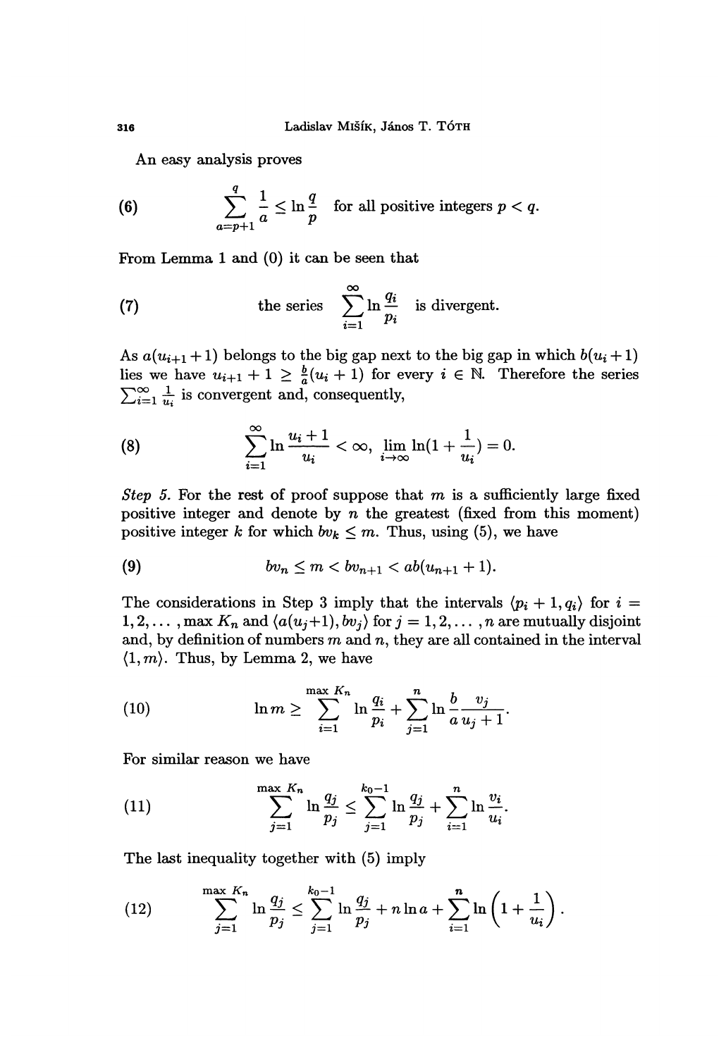An easy analysis proves

$$\sum_{a=p+1}^{q} \frac{1}{a} \leq \ln \frac{q}{p} \quad \text{for all positive integers } p < q. \tag{6}$$

From Lemma 1 and (0) it can be seen that

$$\text{the series } \sum_{i=1}^{\infty} \ln \frac{q_i}{p_i} \text{ is divergent.} \tag{7}$$

As $a(u_{i+1}+1)$ belongs to the big gap next to the big gap in which $b(u_i+1)$ lies we have $u_{i+1}+1 \geq \frac{b}{a}(u_i+1)$ for every $i \in \mathbb{N}$. Therefore the series $\sum_{i=1}^{\infty} \frac{1}{u_i}$ is convergent and, consequently,

$$\sum_{i=1}^{\infty} \ln \frac{u_i+1}{u_i} < \infty, \ \lim_{i \to \infty} \ln(1+\frac{1}{u_i}) = 0. \tag{8}$$

*Step 5.* For the rest of proof suppose that $m$ is a sufficiently large fixed positive integer and denote by $n$ the greatest (fixed from this moment) positive integer $k$ for which $bv_k \leq m$. Thus, using (5), we have

$$bv_n \leq m < bv_{n+1} < ab(u_{n+1}+1). \tag{9}$$

The considerations in Step 3 imply that the intervals $\langle p_i+1, q_i \rangle$ for $i = 1, 2, \ldots, \max K_n$ and $\langle a(u_j+1), bv_j \rangle$ for $j = 1, 2, \ldots, n$ are mutually disjoint and, by definition of numbers $m$ and $n$, they are all contained in the interval $\langle 1, m \rangle$. Thus, by Lemma 2, we have

$$\ln m \geq \sum_{i=1}^{\max K_n} \ln \frac{q_i}{p_i} + \sum_{j=1}^{n} \ln \frac{b}{a} \frac{v_j}{u_j+1}. \tag{10}$$

For similar reason we have

$$\sum_{j=1}^{\max K_n} \ln \frac{q_j}{p_j} \leq \sum_{j=1}^{k_0-1} \ln \frac{q_j}{p_j} + \sum_{i=1}^{n} \ln \frac{v_i}{u_i}. \tag{11}$$

The last inequality together with (5) imply

$$\sum_{j=1}^{\max K_n} \ln \frac{q_j}{p_j} \leq \sum_{j=1}^{k_0-1} \ln \frac{q_j}{p_j} + n \ln a + \sum_{i=1}^{n} \ln \left(1 + \frac{1}{u_i}\right). \tag{12}$$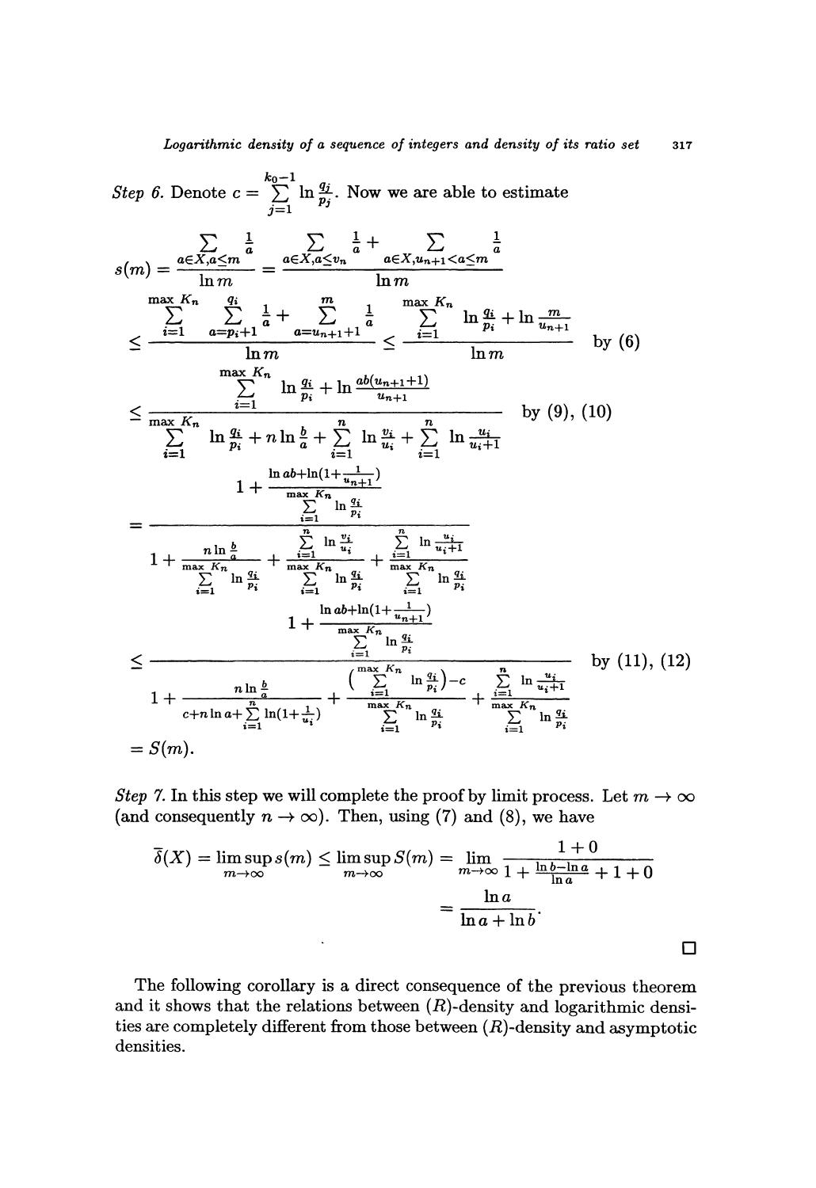*Step 6.* Denote $c = \sum_{j=1}^{k_0-1} \ln \frac{q_j}{p_j}$. Now we are able to estimate

$$
\begin{aligned}
s(m) &= \frac{\sum_{a\in X, a\le m} \frac{1}{a}}{\ln m} = \frac{\sum_{a\in X, a\le v_n} \frac{1}{a} + \sum_{a\in X, u_{n+1}<a\le m} \frac{1}{a}}{\ln m} \\
&\le \frac{\sum_{i=1}^{\max K_n} \sum_{a=p_i+1}^{q_i} \frac{1}{a} + \sum_{a=u_{n+1}+1}^{m} \frac{1}{a}}{\ln m} \le \frac{\sum_{i=1}^{\max K_n} \ln \frac{q_i}{p_i} + \ln \frac{m}{u_{n+1}}}{\ln m} \qquad \text{by (6)} \\
&\le \frac{\sum_{i=1}^{\max K_n} \ln \frac{q_i}{p_i} + \ln \frac{ab(u_{n+1}+1)}{u_{n+1}}}{\sum_{i=1}^{\max K_n} \ln \frac{q_i}{p_i} + n \ln \frac{b}{a} + \sum_{i=1}^{n} \ln \frac{v_i}{u_i} + \sum_{i=1}^{n} \ln \frac{u_i}{u_i+1}} \qquad \text{by (9), (10)} \\
&= \frac{1 + \frac{\ln ab + \ln(1+\frac{1}{u_{n+1}})}{\sum_{i=1}^{\max K_n} \ln \frac{q_i}{p_i}}}{1 + \frac{n \ln \frac{b}{a}}{\sum_{i=1}^{\max K_n} \ln \frac{q_i}{p_i}} + \frac{\sum_{i=1}^{n} \ln \frac{v_i}{u_i}}{\sum_{i=1}^{\max K_n} \ln \frac{q_i}{p_i}} + \frac{\sum_{i=1}^{n} \ln \frac{u_i}{u_i+1}}{\sum_{i=1}^{\max K_n} \ln \frac{q_i}{p_i}}} \\
&\le \frac{1 + \frac{\ln ab + \ln(1+\frac{1}{u_{n+1}})}{\sum_{i=1}^{\max K_n} \ln \frac{q_i}{p_i}}}{1 + \frac{n \ln \frac{b}{a}}{c + n \ln a + \sum_{i=1}^{n} \ln(1+\frac{1}{u_i})} + \frac{\left(\sum_{i=1}^{\max K_n} \ln \frac{q_i}{p_i}\right) - c}{\sum_{i=1}^{\max K_n} \ln \frac{q_i}{p_i}} + \frac{\sum_{i=1}^{n} \ln \frac{u_i}{u_i+1}}{\sum_{i=1}^{\max K_n} \ln \frac{q_i}{p_i}}} \qquad \text{by (11), (12)} \\
&= S(m).
\end{aligned}
$$

*Step 7.* In this step we will complete the proof by limit process. Let $m \to \infty$ (and consequently $n \to \infty$). Then, using (7) and (8), we have

$$
\begin{aligned}
\overline{\delta}(X) = \limsup_{m\to\infty} s(m) \le \limsup_{m\to\infty} S(m) &= \lim_{m\to\infty} \frac{1+0}{1 + \frac{\ln b - \ln a}{\ln a} + 1 + 0} \\
&= \frac{\ln a}{\ln a + \ln b}.
\end{aligned}
$$

□

The following corollary is a direct consequence of the previous theorem and it shows that the relations between $(R)$-density and logarithmic densities are completely different from those between $(R)$-density and asymptotic densities.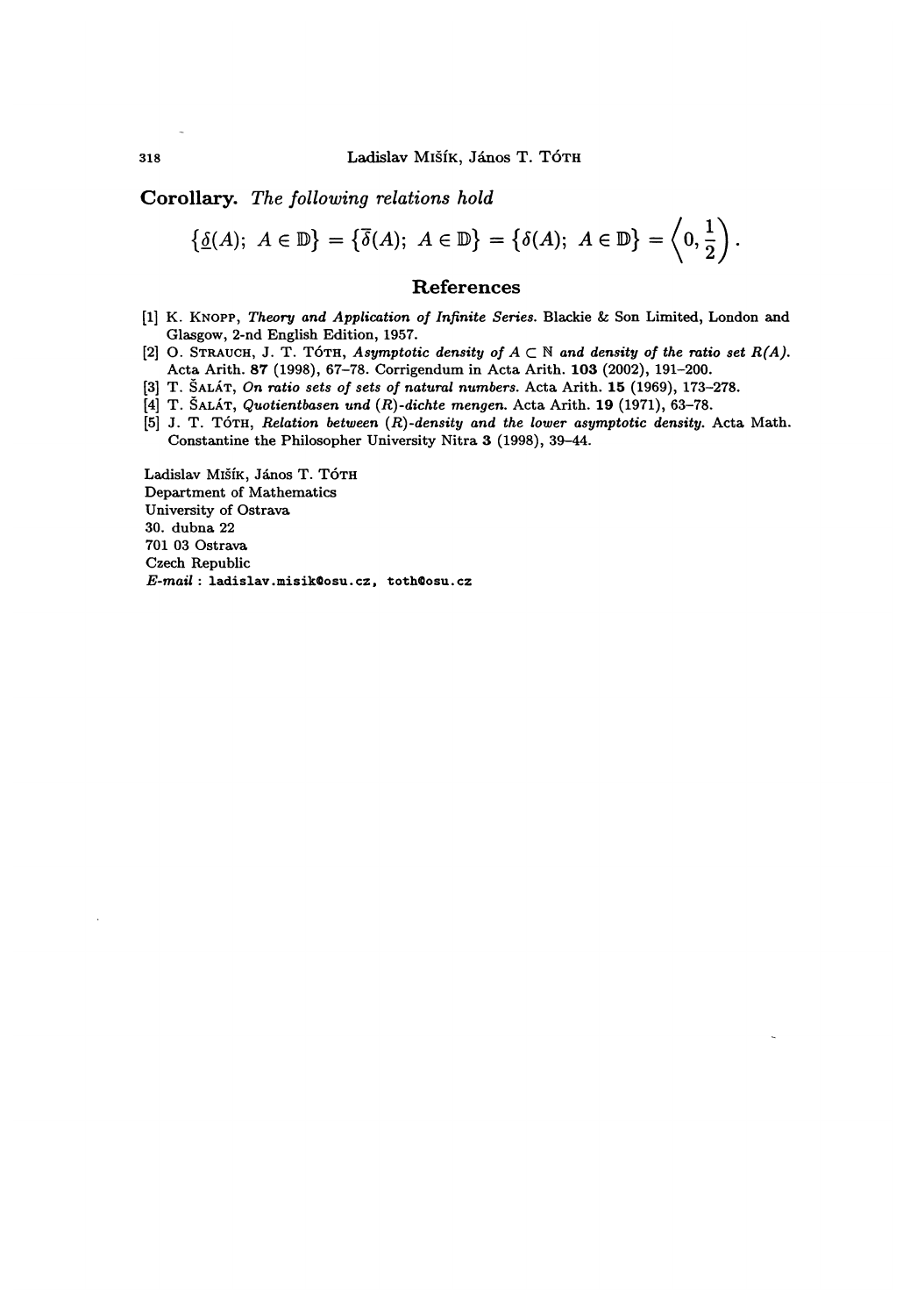**Corollary.** *The following relations hold*

$$\{\underline{\delta}(A);\ A \in \mathbb{D}\} = \{\overline{\delta}(A);\ A \in \mathbb{D}\} = \{\delta(A);\ A \in \mathbb{D}\} = \left\langle 0, \frac{1}{2} \right\rangle.$$

## References

[1] K. Knopp, *Theory and Application of Infinite Series.* Blackie & Son Limited, London and Glasgow, 2-nd English Edition, 1957.

[2] O. Strauch, J. T. Tóth, *Asymptotic density of $A \subset \mathbb{N}$ and density of the ratio set $R(A)$.* Acta Arith. **87** (1998), 67–78. Corrigendum in Acta Arith. **103** (2002), 191–200.

[3] T. Šalát, *On ratio sets of sets of natural numbers.* Acta Arith. **15** (1969), 173–278.

[4] T. Šalát, *Quotientbasen und (R)-dichte mengen.* Acta Arith. **19** (1971), 63–78.

[5] J. T. Tóth, *Relation between (R)-density and the lower asymptotic density.* Acta Math. Constantine the Philosopher University Nitra **3** (1998), 39–44.

Ladislav Mišík, János T. Tóth
Department of Mathematics
University of Ostrava
30. dubna 22
701 03 Ostrava
Czech Republic
*E-mail* : ladislav.misik@osu.cz, toth@osu.cz